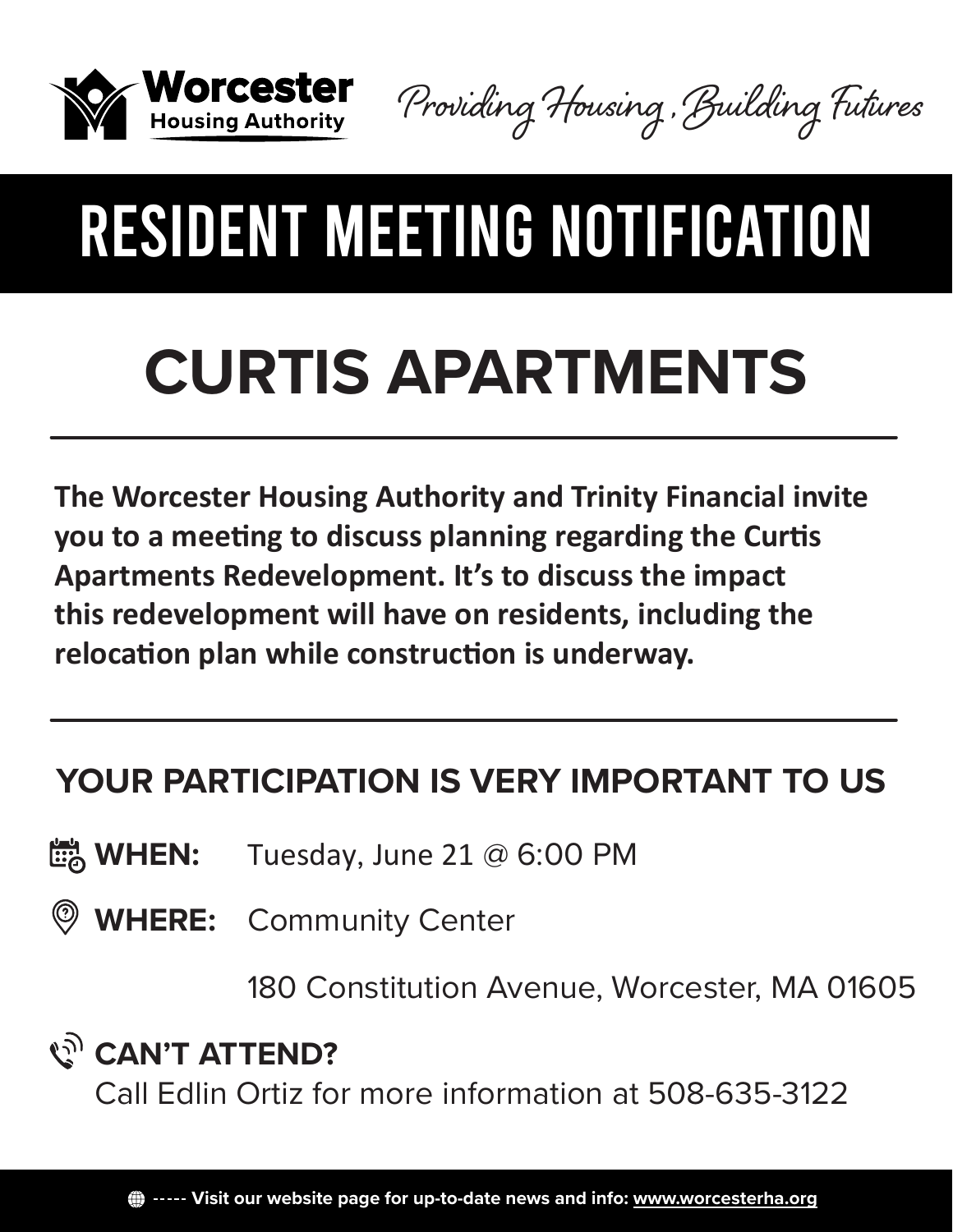**Worcester** Housing Authority

*Providing Housing, Building Futures*

# RESIDENT MEETING NOTIFICATION

## CURTIS APARTMENTS

---

**The Worcester Housing Authority and Trinity Financial invite you to a meeting to discuss planning regarding the Curtis Apartments Redevelopment. It's to discuss the impact this redevelopment will have on residents, including the relocation plan while construction is underway.**

---

### YOUR PARTICIPATION IS VERY IMPORTANT TO US

**WHEN:** Tuesday, June 21 @ 6:00 PM

**WHERE:** Community Center

180 Constitution Avenue, Worcester, MA 01605

**CAN'T ATTEND?**

Call Edlin Ortiz for more information at 508-635-3122

----- **Visit our website page for up-to-date news and info: www.worcesterha.org**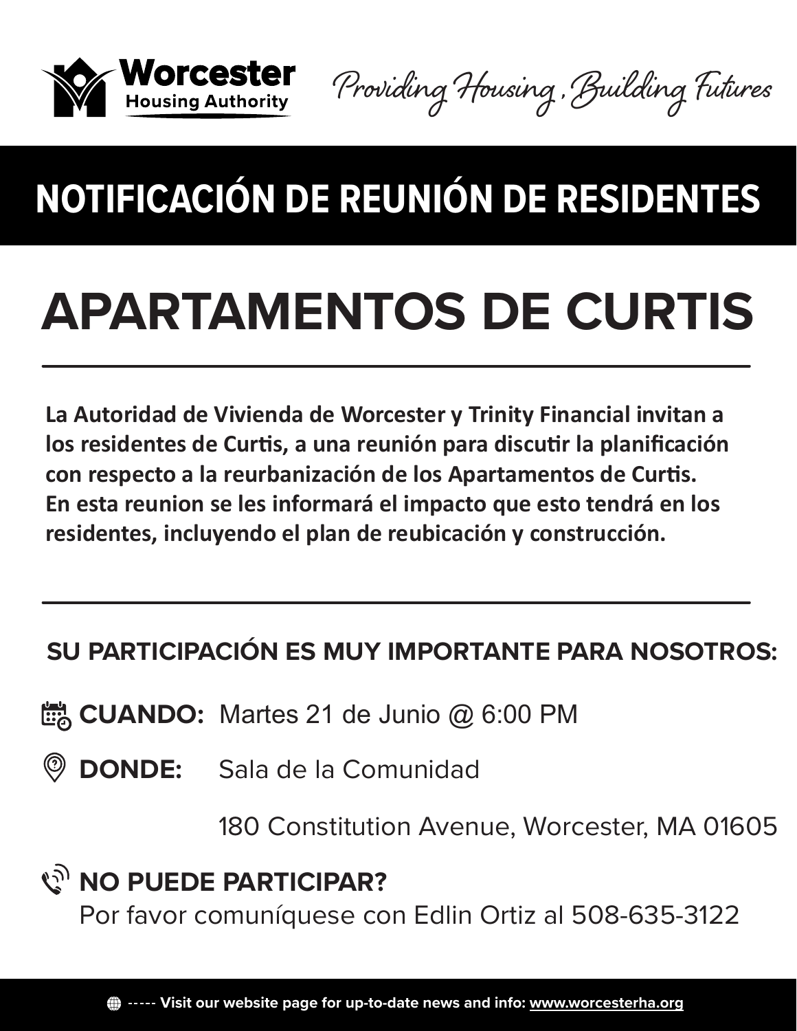**Worcester Housing Authority** *Providing Housing, Building Futures*

# NOTIFICACIÓN DE REUNIÓN DE RESIDENTES

# APARTAMENTOS DE CURTIS

---

**La Autoridad de Vivienda de Worcester y Trinity Financial invitan a los residentes de Curtis, a una reunión para discutir la planificación con respecto a la reurbanización de los Apartamentos de Curtis. En esta reunion se les informará el impacto que esto tendrá en los residentes, incluyendo el plan de reubicación y construcción.**

---

## SU PARTICIPACIÓN ES MUY IMPORTANTE PARA NOSOTROS:

**CUANDO:** Martes 21 de Junio @ 6:00 PM

**DONDE:** Sala de la Comunidad

180 Constitution Avenue, Worcester, MA 01605

**NO PUEDE PARTICIPAR?**
Por favor comuníquese con Edlin Ortiz al 508-635-3122

----- **Visit our website page for up-to-date news and info: www.worcesterha.org**